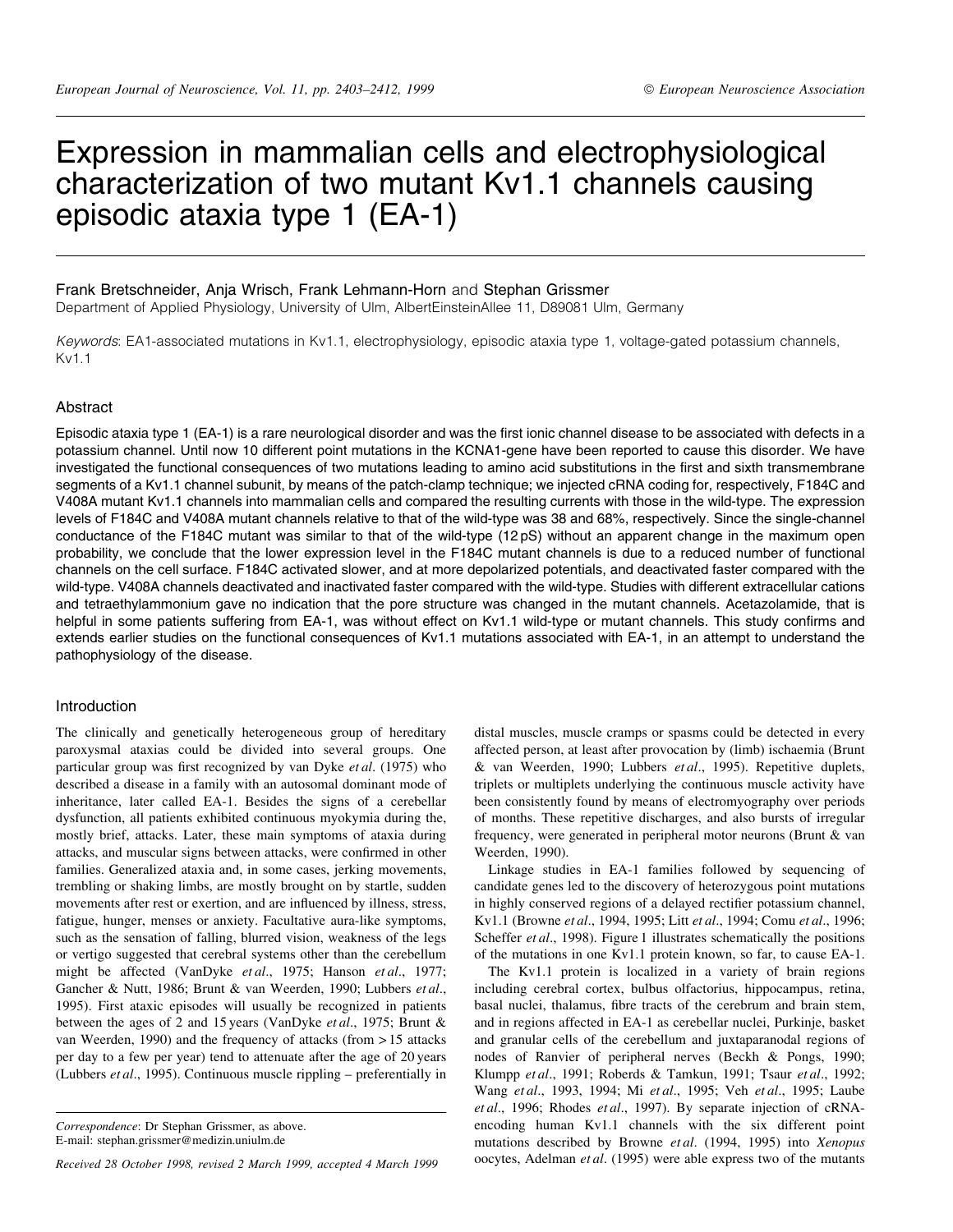# Expression in mammalian cells and electrophysiological characterization of two mutant Kv1.1 channels causing episodic ataxia type 1 (EA-1)

Frank Bretschneider, Anja Wrisch, Frank Lehmann-Horn and Stephan Grissmer

Department of Applied Physiology, University of Ulm, AlbertEinsteinAllee 11, D89081 Ulm, Germany

*Keywords*: EA1-associated mutations in Kv1.1, electrophysiology, episodic ataxia type 1, voltage-gated potassium channels, Kv1.1

## Abstract

Episodic ataxia type 1 (EA-1) is a rare neurological disorder and was the first ionic channel disease to be associated with defects in a potassium channel. Until now 10 different point mutations in the KCNA1-gene have been reported to cause this disorder. We have investigated the functional consequences of two mutations leading to amino acid substitutions in the first and sixth transmembrane segments of a Kv1.1 channel subunit, by means of the patch-clamp technique; we injected cRNA coding for, respectively, F184C and V408A mutant Kv1.1 channels into mammalian cells and compared the resulting currents with those in the wild-type. The expression levels of F184C and V408A mutant channels relative to that of the wild-type was 38 and 68%, respectively. Since the single-channel conductance of the F184C mutant was similar to that of the wild-type (12 pS) without an apparent change in the maximum open probability, we conclude that the lower expression level in the F184C mutant channels is due to a reduced number of functional channels on the cell surface. F184C activated slower, and at more depolarized potentials, and deactivated faster compared with the wild-type. V408A channels deactivated and inactivated faster compared with the wild-type. Studies with different extracellular cations and tetraethylammonium gave no indication that the pore structure was changed in the mutant channels. Acetazolamide, that is helpful in some patients suffering from EA-1, was without effect on Kv1.1 wild-type or mutant channels. This study confirms and extends earlier studies on the functional consequences of Kv1.1 mutations associated with EA-1, in an attempt to understand the pathophysiology of the disease.

## Introduction

The clinically and genetically heterogeneous group of hereditary paroxysmal ataxias could be divided into several groups. One particular group was first recognized by van Dyke *et al*. (1975) who described a disease in a family with an autosomal dominant mode of inheritance, later called EA-1. Besides the signs of a cerebellar dysfunction, all patients exhibited continuous myokymia during the, mostly brief, attacks. Later, these main symptoms of ataxia during attacks, and muscular signs between attacks, were confirmed in other families. Generalized ataxia and, in some cases, jerking movements, trembling or shaking limbs, are mostly brought on by startle, sudden movements after rest or exertion, and are influenced by illness, stress, fatigue, hunger, menses or anxiety. Facultative aura-like symptoms, such as the sensation of falling, blurred vision, weakness of the legs or vertigo suggested that cerebral systems other than the cerebellum might be affected (VanDyke *et al*., 1975; Hanson *et al*., 1977; Gancher & Nutt, 1986; Brunt & van Weerden, 1990; Lubbers *et al*., 1995). First ataxic episodes will usually be recognized in patients between the ages of 2 and 15 years (VanDyke *et al*., 1975; Brunt & van Weerden, 1990) and the frequency of attacks (from >15 attacks per day to a few per year) tend to attenuate after the age of 20 years (Lubbers *et al*., 1995). Continuous muscle rippling – preferentially in distal muscles, muscle cramps or spasms could be detected in every affected person, at least after provocation by (limb) ischaemia (Brunt & van Weerden, 1990; Lubbers *et al*., 1995). Repetitive duplets, triplets or multiplets underlying the continuous muscle activity have been consistently found by means of electromyography over periods of months. These repetitive discharges, and also bursts of irregular frequency, were generated in peripheral motor neurons (Brunt & van Weerden, 1990).

Linkage studies in EA-1 families followed by sequencing of candidate genes led to the discovery of heterozygous point mutations in highly conserved regions of a delayed rectifier potassium channel, Kv1.1 (Browne *et al*., 1994, 1995; Litt *et al*., 1994; Comu *et al*., 1996; Scheffer *et al*., 1998). Figure 1 illustrates schematically the positions of the mutations in one Kv1.1 protein known, so far, to cause EA-1.

The Kv1.1 protein is localized in a variety of brain regions including cerebral cortex, bulbus olfactorius, hippocampus, retina, basal nuclei, thalamus, fibre tracts of the cerebrum and brain stem, and in regions affected in EA-1 as cerebellar nuclei, Purkinje, basket and granular cells of the cerebellum and juxtaparanodal regions of nodes of Ranvier of peripheral nerves (Beckh & Pongs, 1990; Klumpp *et al*., 1991; Roberds & Tamkun, 1991; Tsaur *et al*., 1992; Wang *et al*., 1993, 1994; Mi *et al*., 1995; Veh *et al*., 1995; Laube *et al*., 1996; Rhodes *et al*., 1997). By separate injection of cRNA-encoding human Kv1.1 channels with the six different point mutations described by Browne *et al*. (1994, 1995) into *Xenopus* oocytes, Adelman *et al*. (1995) were able express two of the mutants

*Correspondence*: Dr Stephan Grissmer, as above.
E-mail: stephan.grissmer@medizin.uniulm.de

*Received 28 October 1998, revised 2 March 1999, accepted 4 March 1999*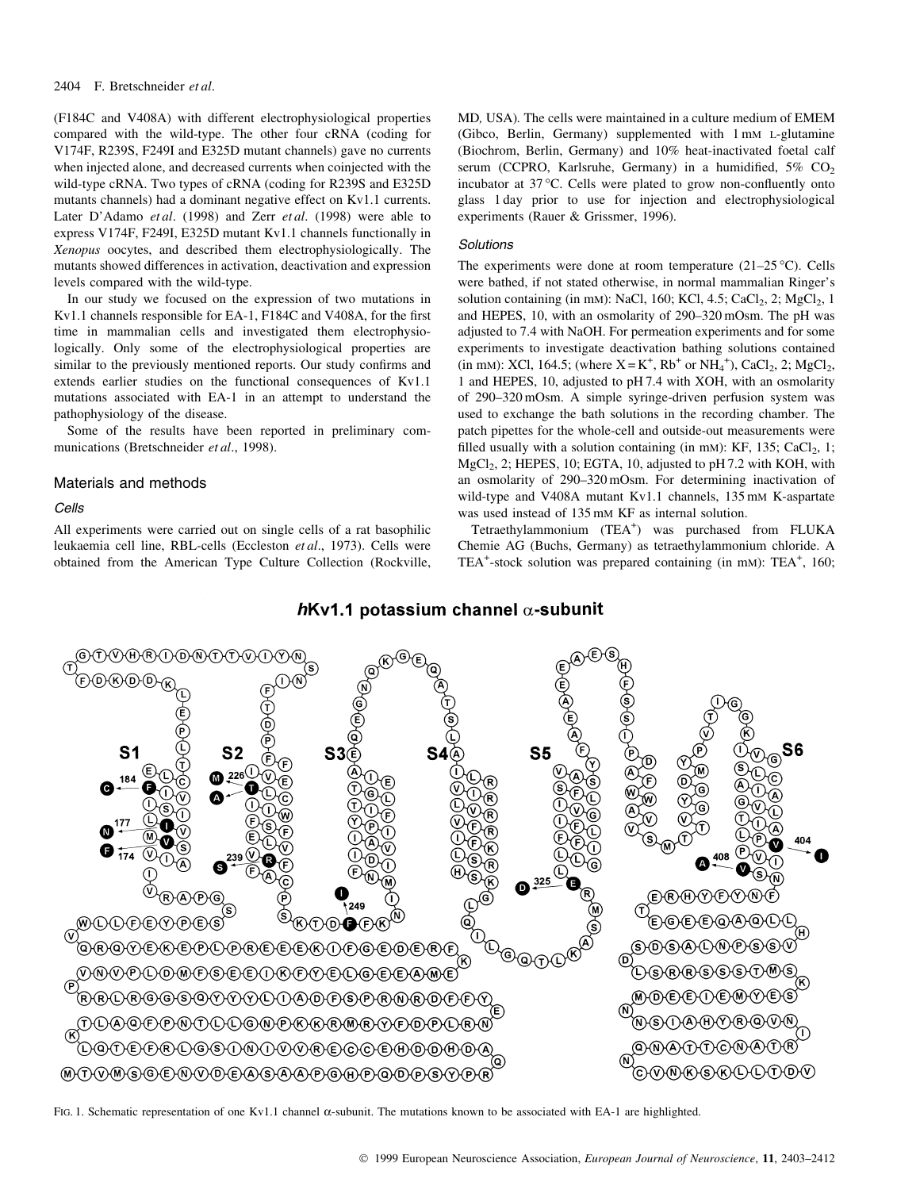(F184C and V408A) with different electrophysiological properties compared with the wild-type. The other four cRNA (coding for V174F, R239S, F249I and E325D mutant channels) gave no currents when injected alone, and decreased currents when coinjected with the wild-type cRNA. Two types of cRNA (coding for R239S and E325D mutants channels) had a dominant negative effect on Kv1.1 currents. Later D'Adamo *et al*. (1998) and Zerr *et al*. (1998) were able to express V174F, F249I, E325D mutant Kv1.1 channels functionally in *Xenopus* oocytes, and described them electrophysiologically. The mutants showed differences in activation, deactivation and expression levels compared with the wild-type.

In our study we focused on the expression of two mutations in Kv1.1 channels responsible for EA-1, F184C and V408A, for the first time in mammalian cells and investigated them electrophysiologically. Only some of the electrophysiological properties are similar to the previously mentioned reports. Our study confirms and extends earlier studies on the functional consequences of Kv1.1 mutations associated with EA-1 in an attempt to understand the pathophysiology of the disease.

Some of the results have been reported in preliminary communications (Bretschneider *et al*., 1998).

## Materials and methods

### Cells

All experiments were carried out on single cells of a rat basophilic leukaemia cell line, RBL-cells (Eccleston *et al*., 1973). Cells were obtained from the American Type Culture Collection (Rockville, MD, USA). The cells were maintained in a culture medium of EMEM (Gibco, Berlin, Germany) supplemented with 1 mM L-glutamine (Biochrom, Berlin, Germany) and 10% heat-inactivated foetal calf serum (CCPRO, Karlsruhe, Germany) in a humidified, 5% $CO_2$ incubator at 37 °C. Cells were plated to grow non-confluently onto glass 1 day prior to use for injection and electrophysiological experiments (Rauer & Grissmer, 1996).

### Solutions

The experiments were done at room temperature (21–25 °C). Cells were bathed, if not stated otherwise, in normal mammalian Ringer's solution containing (in mM): NaCl, 160; KCl, 4.5; $CaCl_2$, 2; $MgCl_2$, 1 and HEPES, 10, with an osmolarity of 290–320 mOsm. The pH was adjusted to 7.4 with NaOH. For permeation experiments and for some experiments to investigate deactivation bathing solutions contained (in mM): XCl, 164.5; (where X = $K^+$, $Rb^+$ or $NH_4^+$), $CaCl_2$, 2; $MgCl_2$, 1 and HEPES, 10, adjusted to pH 7.4 with XOH, with an osmolarity of 290–320 mOsm. A simple syringe-driven perfusion system was used to exchange the bath solutions in the recording chamber. The patch pipettes for the whole-cell and outside-out measurements were filled usually with a solution containing (in mM): KF, 135; $CaCl_2$, 1; $MgCl_2$, 2; HEPES, 10; EGTA, 10, adjusted to pH 7.2 with KOH, with an osmolarity of 290–320 mOsm. For determining inactivation of wild-type and V408A mutant Kv1.1 channels, 135 mM K-aspartate was used instead of 135 mM KF as internal solution.

Tetraethylammonium ($TEA^+$) was purchased from FLUKA Chemie AG (Buchs, Germany) as tetraethylammonium chloride. A $TEA^+$-stock solution was prepared containing (in mM): $TEA^+$, 160;

FIG. 1. Schematic representation of one Kv1.1 channel α-subunit. The mutations known to be associated with EA-1 are highlighted.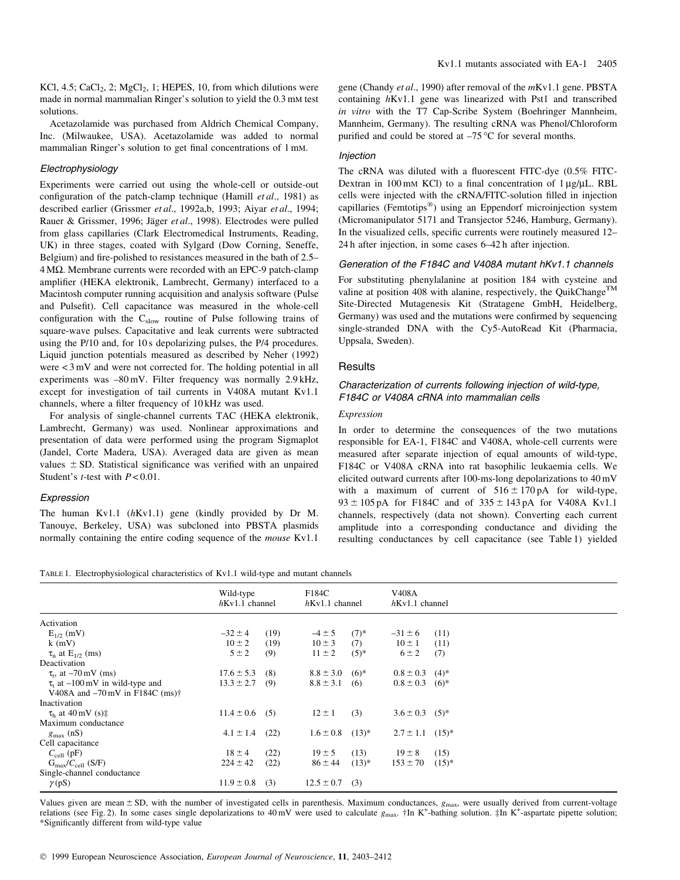KCl, 4.5; $CaCl_2$, 2; $MgCl_2$, 1; HEPES, 10, from which dilutions were made in normal mammalian Ringer's solution to yield the 0.3 mM test solutions.

Acetazolamide was purchased from Aldrich Chemical Company, Inc. (Milwaukee, USA). Acetazolamide was added to normal mammalian Ringer's solution to get final concentrations of 1 mM.

### *Electrophysiology*

Experiments were carried out using the whole-cell or outside-out configuration of the patch-clamp technique (Hamill *et al*., 1981) as described earlier (Grissmer *et al*., 1992a,b, 1993; Aiyar *et al*., 1994; Rauer & Grissmer, 1996; Jäger *et al*., 1998). Electrodes were pulled from glass capillaries (Clark Electromedical Instruments, Reading, UK) in three stages, coated with Sylgard (Dow Corning, Seneffe, Belgium) and fire-polished to resistances measured in the bath of 2.5–4 MΩ. Membrane currents were recorded with an EPC-9 patch-clamp amplifier (HEKA elektronik, Lambrecht, Germany) interfaced to a Macintosh computer running acquisition and analysis software (Pulse and Pulsefit). Cell capacitance was measured in the whole-cell configuration with the $C_{slow}$ routine of Pulse following trains of square-wave pulses. Capacitative and leak currents were subtracted using the P/10 and, for 10 s depolarizing pulses, the P/4 procedures. Liquid junction potentials measured as described by Neher (1992) were < 3 mV and were not corrected for. The holding potential in all experiments was –80 mV. Filter frequency was normally 2.9 kHz, except for investigation of tail currents in V408A mutant Kv1.1 channels, where a filter frequency of 10 kHz was used.

For analysis of single-channel currents TAC (HEKA elektronik, Lambrecht, Germany) was used. Nonlinear approximations and presentation of data were performed using the program Sigmaplot (Jandel, Corte Madera, USA). Averaged data are given as mean values ± SD. Statistical significance was verified with an unpaired Student's *t*-test with $P < 0.01$.

### *Expression*

The human Kv1.1 (*h*Kv1.1) gene (kindly provided by Dr M. Tanouye, Berkeley, USA) was subcloned into PBSTA plasmids normally containing the entire coding sequence of the *mouse* Kv1.1 gene (Chandy *et al*., 1990) after removal of the *m*Kv1.1 gene. PBSTA containing *h*Kv1.1 gene was linearized with Pst1 and transcribed *in vitro* with the T7 Cap-Scribe System (Boehringer Mannheim, Mannheim, Germany). The resulting cRNA was Phenol/Chloroform purified and could be stored at –75 °C for several months.

### *Injection*

The cRNA was diluted with a fluorescent FITC-dye (0.5% FITC-Dextran in 100 mM KCl) to a final concentration of 1 µg/µL. RBL cells were injected with the cRNA/FITC-solution filled in injection capillaries (Femtotips®) using an Eppendorf microinjection system (Micromanipulator 5171 and Transjector 5246, Hamburg, Germany). In the visualized cells, specific currents were routinely measured 12–24 h after injection, in some cases 6–42 h after injection.

### *Generation of the F184C and V408A mutant hKv1.1 channels*

For substituting phenylalanine at position 184 with cysteine and valine at position 408 with alanine, respectively, the QuikChange™ Site-Directed Mutagenesis Kit (Stratagene GmbH, Heidelberg, Germany) was used and the mutations were confirmed by sequencing single-stranded DNA with the Cy5-AutoRead Kit (Pharmacia, Uppsala, Sweden).

## Results

### *Characterization of currents following injection of wild-type, F184C or V408A cRNA into mammalian cells*

*Expression*

In order to determine the consequences of the two mutations responsible for EA-1, F184C and V408A, whole-cell currents were measured after separate injection of equal amounts of wild-type, F184C or V408A cRNA into rat basophilic leukaemia cells. We elicited outward currents after 100-ms-long depolarizations to 40 mV with a maximum of current of 516 ± 170 pA for wild-type, 93 ± 105 pA for F184C and of 335 ± 143 pA for V408A Kv1.1 channels, respectively (data not shown). Converting each current amplitude into a corresponding conductance and dividing the resulting conductances by cell capacitance (see Table 1) yielded

TABLE 1. Electrophysiological characteristics of Kv1.1 wild-type and mutant channels

| | Wild-type *h*Kv1.1 channel | | F184C *h*Kv1.1 channel | | V408A *h*Kv1.1 channel | |
|---|---|---|---|---|---|---|
| Activation | | | | | | |
| $E_{1/2}$ (mV) | –32 ± 4 | (19) | –4 ± 5 | (7)* | –31 ± 6 | (11) |
| k (mV) | 10 ± 2 | (19) | 10 ± 3 | (7) | 10 ± 1 | (11) |
| $\tau_n$ at $E_{1/2}$ (ms) | 5 ± 2 | (9) | 11 ± 2 | (5)* | 6 ± 2 | (7) |
| Deactivation | | | | | | |
| $\tau_t$, at –70 mV (ms) | 17.6 ± 5.3 | (8) | 8.8 ± 3.0 | (6)* | 0.8 ± 0.3 | (4)* |
| $\tau_t$ at –100 mV in wild-type and V408A and –70 mV in F184C (ms)† | 13.3 ± 2.7 | (9) | 8.8 ± 3.1 | (6) | 0.8 ± 0.3 | (6)* |
| Inactivation | | | | | | |
| $\tau_h$ at 40 mV (s)‡ | 11.4 ± 0.6 | (5) | 12 ± 1 | (3) | 3.6 ± 0.3 | (5)* |
| Maximum conductance | | | | | | |
| $g_{max}$ (nS) | 4.1 ± 1.4 | (22) | 1.6 ± 0.8 | (13)* | 2.7 ± 1.1 | (15)* |
| Cell capacitance | | | | | | |
| $C_{cell}$ (pF) | 18 ± 4 | (22) | 19 ± 5 | (13) | 19 ± 8 | (15) |
| $G_{max}/C_{cell}$ (S/F) | 224 ± 42 | (22) | 86 ± 44 | (13)* | 153 ± 70 | (15)* |
| Single-channel conductance | | | | | | |
| $\gamma$ (pS) | 11.9 ± 0.8 | (3) | 12.5 ± 0.7 | (3) | | |

Values given are mean ± SD, with the number of investigated cells in parenthesis. Maximum conductances, $g_{max}$, were usually derived from current-voltage relations (see Fig. 2). In some cases single depolarizations to 40 mV were used to calculate $g_{max}$. †In $K^+$-bathing solution. ‡In $K^+$-aspartate pipette solution; *Significantly different from wild-type value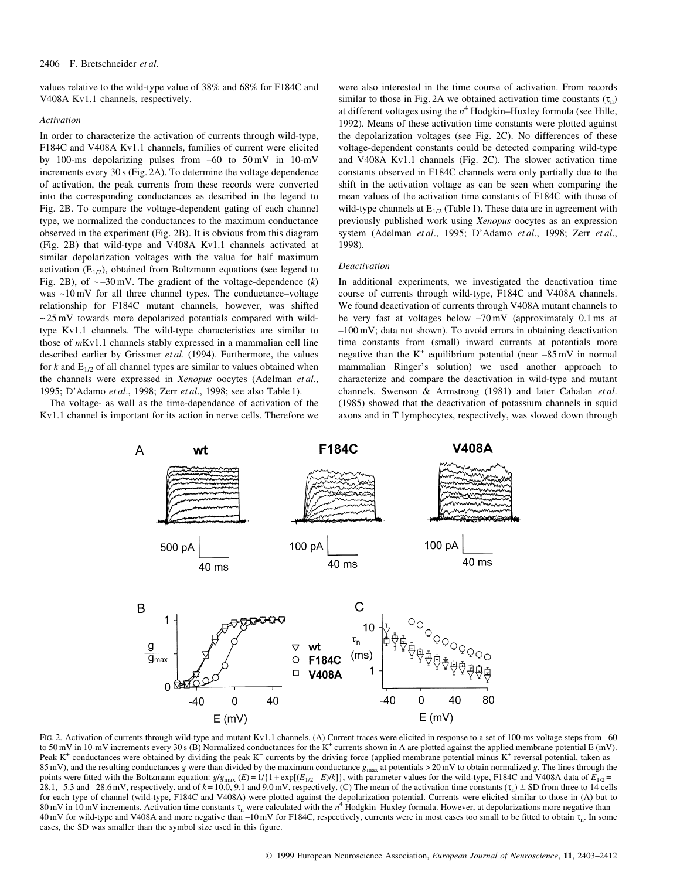values relative to the wild-type value of 38% and 68% for F184C and V408A Kv1.1 channels, respectively.

### *Activation*

In order to characterize the activation of currents through wild-type, F184C and V408A Kv1.1 channels, families of current were elicited by 100-ms depolarizing pulses from –60 to 50 mV in 10-mV increments every 30 s (Fig. 2A). To determine the voltage dependence of activation, the peak currents from these records were converted into the corresponding conductances as described in the legend to Fig. 2B. To compare the voltage-dependent gating of each channel type, we normalized the conductances to the maximum conductance observed in the experiment (Fig. 2B). It is obvious from this diagram (Fig. 2B) that wild-type and V408A Kv1.1 channels activated at similar depolarization voltages with the value for half maximum activation ($E_{1/2}$), obtained from Boltzmann equations (see legend to Fig. 2B), of ~ –30 mV. The gradient of the voltage-dependence ($k$) was ~10 mV for all three channel types. The conductance–voltage relationship for F184C mutant channels, however, was shifted ~ 25 mV towards more depolarized potentials compared with wild-type Kv1.1 channels. The wild-type characteristics are similar to those of *m*Kv1.1 channels stably expressed in a mammalian cell line described earlier by Grissmer *et al*. (1994). Furthermore, the values for $k$ and $E_{1/2}$ of all channel types are similar to values obtained when the channels were expressed in *Xenopus* oocytes (Adelman *et al*., 1995; D'Adamo *et al*., 1998; Zerr *et al*., 1998; see also Table 1).

The voltage- as well as the time-dependence of activation of the Kv1.1 channel is important for its action in nerve cells. Therefore we were also interested in the time course of activation. From records similar to those in Fig. 2A we obtained activation time constants ($\tau_n$) at different voltages using the $n^4$ Hodgkin–Huxley formula (see Hille, 1992). Means of these activation time constants were plotted against the depolarization voltages (see Fig. 2C). No differences of these voltage-dependent constants could be detected comparing wild-type and V408A Kv1.1 channels (Fig. 2C). The slower activation time constants observed in F184C channels were only partially due to the shift in the activation voltage as can be seen when comparing the mean values of the activation time constants of F184C with those of wild-type channels at $E_{1/2}$ (Table 1). These data are in agreement with previously published work using *Xenopus* oocytes as an expression system (Adelman *et al*., 1995; D'Adamo *et al*., 1998; Zerr *et al*., 1998).

### *Deactivation*

In additional experiments, we investigated the deactivation time course of currents through wild-type, F184C and V408A channels. We found deactivation of currents through V408A mutant channels to be very fast at voltages below –70 mV (approximately 0.1 ms at –100 mV; data not shown). To avoid errors in obtaining deactivation time constants from (small) inward currents at potentials more negative than the $K^+$ equilibrium potential (near –85 mV in normal mammalian Ringer's solution) we used another approach to characterize and compare the deactivation in wild-type and mutant channels. Swenson & Armstrong (1981) and later Cahalan *et al*. (1985) showed that the deactivation of potassium channels in squid axons and in T lymphocytes, respectively, was slowed down through

FIG. 2. Activation of currents through wild-type and mutant Kv1.1 channels. (A) Current traces were elicited in response to a set of 100-ms voltage steps from –60 to 50 mV in 10-mV increments every 30 s (B) Normalized conductances for the $K^+$ currents shown in A are plotted against the applied membrane potential E (mV). Peak $K^+$ conductances were obtained by dividing the peak $K^+$ currents by the driving force (applied membrane potential minus $K^+$ reversal potential, taken as –85 mV), and the resulting conductances $g$ were than divided by the maximum conductance $g_{max}$ at potentials > 20 mV to obtain normalized $g$. The lines through the points were fitted with the Boltzmann equation: $g/g_{max}(E) = 1/\{1 + \exp[(E_{1/2} - E)/k]\}$, with parameter values for the wild-type, F184C and V408A data of $E_{1/2}$ = –28.1, –5.3 and –28.6 mV, respectively, and of $k$ = 10.0, 9.1 and 9.0 mV, respectively. (C) The mean of the activation time constants ($\tau_n$) ± SD from three to 14 cells for each type of channel (wild-type, F184C and V408A) were plotted against the depolarization potential. Currents were elicited similar to those in (A) but to 80 mV in 10 mV increments. Activation time constants $\tau_n$ were calculated with the $n^4$ Hodgkin–Huxley formala. However, at depolarizations more negative than –40 mV for wild-type and V408A and more negative than –10 mV for F184C, respectively, currents were in most cases too small to be fitted to obtain $\tau_n$. In some cases, the SD was smaller than the symbol size used in this figure.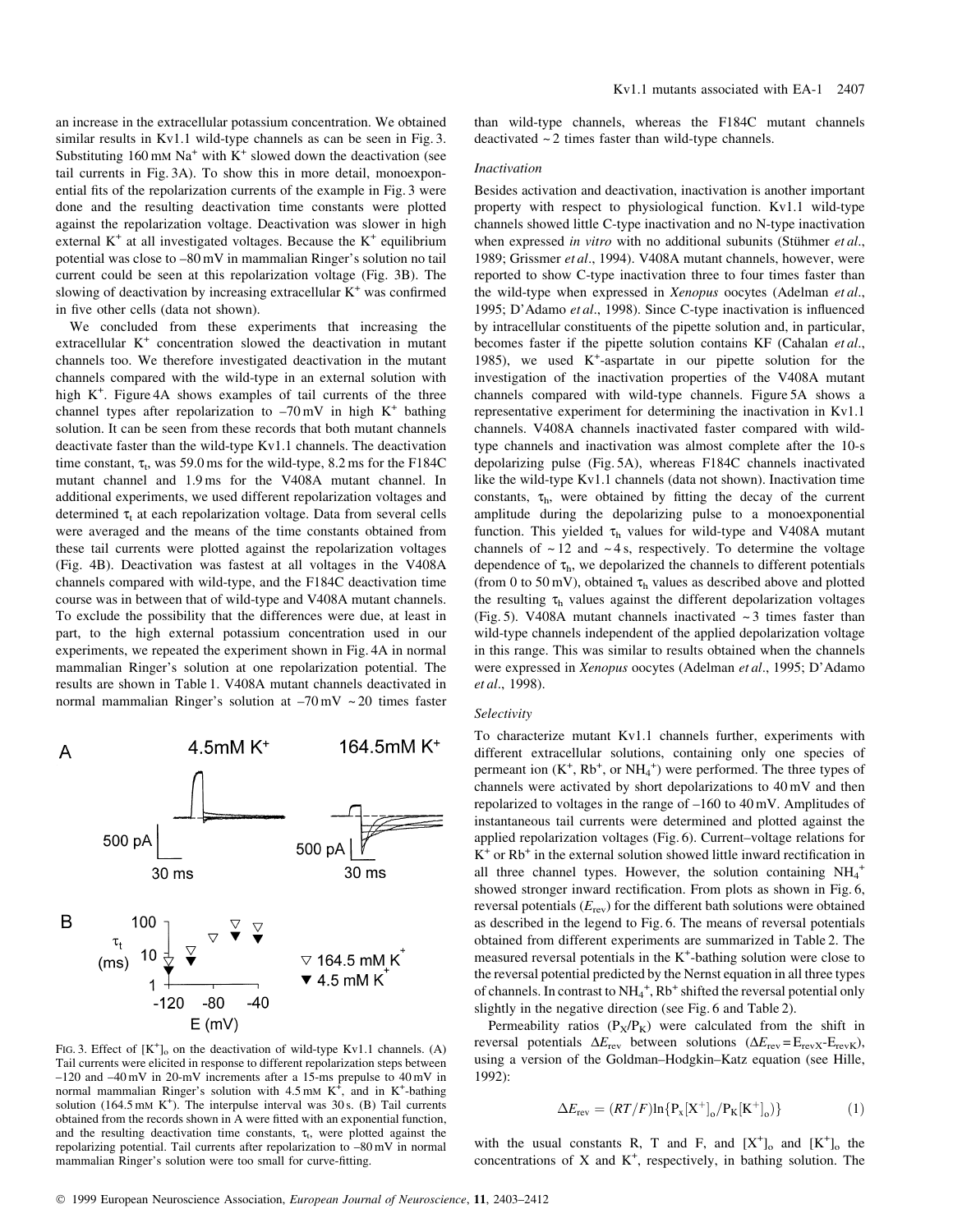an increase in the extracellular potassium concentration. We obtained similar results in Kv1.1 wild-type channels as can be seen in Fig. 3. Substituting 160 mM $Na^+$ with $K^+$ slowed down the deactivation (see tail currents in Fig. 3A). To show this in more detail, monoexponential fits of the repolarization currents of the example in Fig. 3 were done and the resulting deactivation time constants were plotted against the repolarization voltage. Deactivation was slower in high external $K^+$ at all investigated voltages. Because the $K^+$ equilibrium potential was close to –80 mV in mammalian Ringer's solution no tail current could be seen at this repolarization voltage (Fig. 3B). The slowing of deactivation by increasing extracellular $K^+$ was confirmed in five other cells (data not shown).

We concluded from these experiments that increasing the extracellular $K^+$ concentration slowed the deactivation in mutant channels too. We therefore investigated deactivation in the mutant channels compared with the wild-type in an external solution with high $K^+$. Figure 4A shows examples of tail currents of the three channel types after repolarization to –70 mV in high $K^+$ bathing solution. It can be seen from these records that both mutant channels deactivate faster than the wild-type Kv1.1 channels. The deactivation time constant, $\tau_t$, was 59.0 ms for the wild-type, 8.2 ms for the F184C mutant channel and 1.9 ms for the V408A mutant channel. In additional experiments, we used different repolarization voltages and determined $\tau_t$ at each repolarization voltage. Data from several cells were averaged and the means of the time constants obtained from these tail currents were plotted against the repolarization voltages (Fig. 4B). Deactivation was fastest at all voltages in the V408A channels compared with wild-type, and the F184C deactivation time course was in between that of wild-type and V408A mutant channels. To exclude the possibility that the differences were due, at least in part, to the high external potassium concentration used in our experiments, we repeated the experiment shown in Fig. 4A in normal mammalian Ringer's solution at one repolarization potential. The results are shown in Table 1. V408A mutant channels deactivated in normal mammalian Ringer's solution at –70 mV ~20 times faster than wild-type channels, whereas the F184C mutant channels deactivated ~2 times faster than wild-type channels.

FIG. 3. Effect of $[K^+]_o$ on the deactivation of wild-type Kv1.1 channels. (A) Tail currents were elicited in response to different repolarization steps between –120 and –40 mV in 20-mV increments after a 15-ms prepulse to 40 mV in normal mammalian Ringer's solution with 4.5 mM $K^+$, and in $K^+$-bathing solution (164.5 mM $K^+$). The interpulse interval was 30 s. (B) Tail currents obtained from the records shown in A were fitted with an exponential function, and the resulting deactivation time constants, $\tau_t$, were plotted against the repolarizing potential. Tail currents after repolarization to –80 mV in normal mammalian Ringer's solution were too small for curve-fitting.

### Inactivation

Besides activation and deactivation, inactivation is another important property with respect to physiological function. Kv1.1 wild-type channels showed little C-type inactivation and no N-type inactivation when expressed *in vitro* with no additional subunits (Stühmer *et al*., 1989; Grissmer *et al*., 1994). V408A mutant channels, however, were reported to show C-type inactivation three to four times faster than the wild-type when expressed in *Xenopus* oocytes (Adelman *et al*., 1995; D'Adamo *et al*., 1998). Since C-type inactivation is influenced by intracellular constituents of the pipette solution and, in particular, becomes faster if the pipette solution contains KF (Cahalan *et al*., 1985), we used $K^+$-aspartate in our pipette solution for the investigation of the inactivation properties of the V408A mutant channels compared with wild-type channels. Figure 5A shows a representative experiment for determining the inactivation in Kv1.1 channels. V408A channels inactivated faster compared with wild-type channels and inactivation was almost complete after the 10-s depolarizing pulse (Fig. 5A), whereas F184C channels inactivated like the wild-type Kv1.1 channels (data not shown). Inactivation time constants, $\tau_h$, were obtained by fitting the decay of the current amplitude during the depolarizing pulse to a monoexponential function. This yielded $\tau_h$ values for wild-type and V408A mutant channels of ~12 and ~4 s, respectively. To determine the voltage dependence of $\tau_h$, we depolarized the channels to different potentials (from 0 to 50 mV), obtained $\tau_h$ values as described above and plotted the resulting $\tau_h$ values against the different depolarization voltages (Fig. 5). V408A mutant channels inactivated ~3 times faster than wild-type channels independent of the applied depolarization voltage in this range. This was similar to results obtained when the channels were expressed in *Xenopus* oocytes (Adelman *et al*., 1995; D'Adamo *et al*., 1998).

### Selectivity

To characterize mutant Kv1.1 channels further, experiments with different extracellular solutions, containing only one species of permeant ion ($K^+$, $Rb^+$, or $NH_4^+$) were performed. The three types of channels were activated by short depolarizations to 40 mV and then repolarized to voltages in the range of –160 to 40 mV. Amplitudes of instantaneous tail currents were determined and plotted against the applied repolarization voltages (Fig. 6). Current–voltage relations for $K^+$ or $Rb^+$ in the external solution showed little inward rectification in all three channel types. However, the solution containing $NH_4^+$ showed stronger inward rectification. From plots as shown in Fig. 6, reversal potentials ($E_{rev}$) for the different bath solutions were obtained as described in the legend to Fig. 6. The means of reversal potentials obtained from different experiments are summarized in Table 2. The measured reversal potentials in the $K^+$-bathing solution were close to the reversal potential predicted by the Nernst equation in all three types of channels. In contrast to $NH_4^+$, $Rb^+$ shifted the reversal potential only slightly in the negative direction (see Fig. 6 and Table 2).

Permeability ratios ($P_X/P_K$) were calculated from the shift in reversal potentials $\Delta E_{rev}$ between solutions ($\Delta E_{rev} = E_{revX} - E_{revK}$), using a version of the Goldman–Hodgkin–Katz equation (see Hille, 1992):

$$\Delta E_{rev} = (RT/F)\ln\{P_x[X^+]_o/P_K[K^+]_o)\} \qquad (1)$$

with the usual constants R, T and F, and $[X^+]_o$ and $[K^+]_o$ the concentrations of X and $K^+$, respectively, in bathing solution. The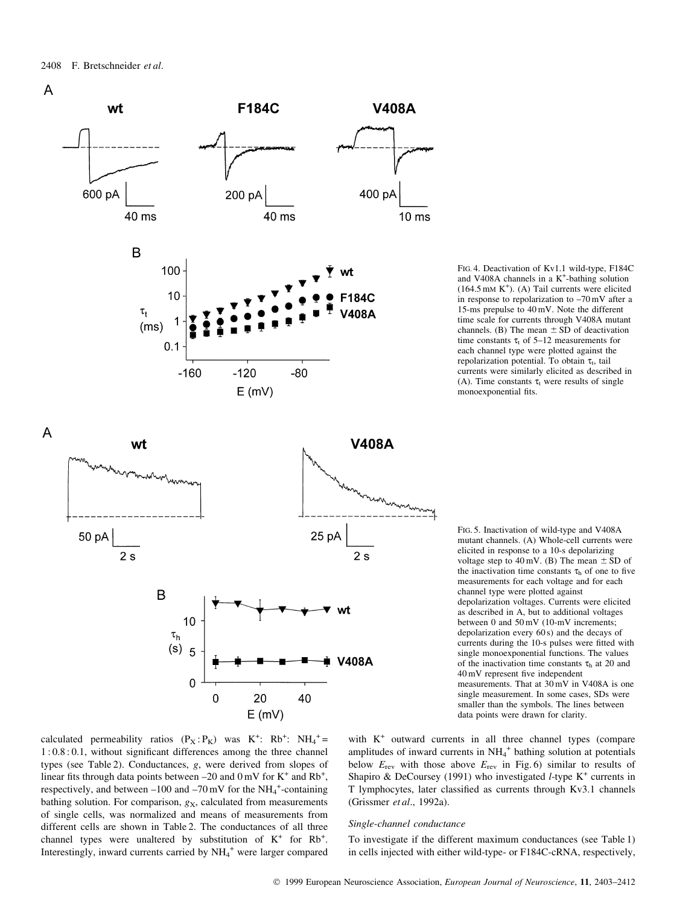FIG. 4. Deactivation of Kv1.1 wild-type, F184C and V408A channels in a $K^+$-bathing solution (164.5 mM $K^+$). (A) Tail currents were elicited in response to repolarization to –70 mV after a 15-ms prepulse to 40 mV. Note the different time scale for currents through V408A mutant channels. (B) The mean ± SD of deactivation time constants $\tau_t$ of 5–12 measurements for each channel type were plotted against the repolarization potential. To obtain $\tau_t$, tail currents were similarly elicited as described in (A). Time constants $\tau_t$ were results of single monoexponential fits.

FIG. 5. Inactivation of wild-type and V408A mutant channels. (A) Whole-cell currents were elicited in response to a 10-s depolarizing voltage step to 40 mV. (B) The mean ± SD of the inactivation time constants $\tau_h$ of one to five measurements for each voltage and for each channel type were plotted against depolarization voltages. Currents were elicited as described in A, but to additional voltages between 0 and 50 mV (10-mV increments; depolarization every 60 s) and the decays of currents during the 10-s pulses were fitted with single monoexponential functions. The values of the inactivation time constants $\tau_h$ at 20 and 40 mV represent five independent measurements. That at 30 mV in V408A is one single measurement. In some cases, SDs were smaller than the symbols. The lines between data points were drawn for clarity.

calculated permeability ratios ($P_X:P_K$) was $K^+$: $Rb^+$: $NH_4^+$ = 1 : 0.8 : 0.1, without significant differences among the three channel types (see Table 2). Conductances, $g$, were derived from slopes of linear fits through data points between –20 and 0 mV for $K^+$ and $Rb^+$, respectively, and between –100 and –70 mV for the $NH_4^+$-containing bathing solution. For comparison, $g_X$, calculated from measurements of single cells, was normalized and means of measurements from different cells are shown in Table 2. The conductances of all three channel types were unaltered by substitution of $K^+$ for $Rb^+$. Interestingly, inward currents carried by $NH_4^+$ were larger compared with $K^+$ outward currents in all three channel types (compare amplitudes of inward currents in $NH_4^+$ bathing solution at potentials below $E_{rev}$ with those above $E_{rev}$ in Fig. 6) similar to results of Shapiro & DeCoursey (1991) who investigated *l*-type $K^+$ currents in T lymphocytes, later classified as currents through Kv3.1 channels (Grissmer *et al*., 1992a).

### *Single-channel conductance*

To investigate if the different maximum conductances (see Table 1) in cells injected with either wild-type- or F184C-cRNA, respectively,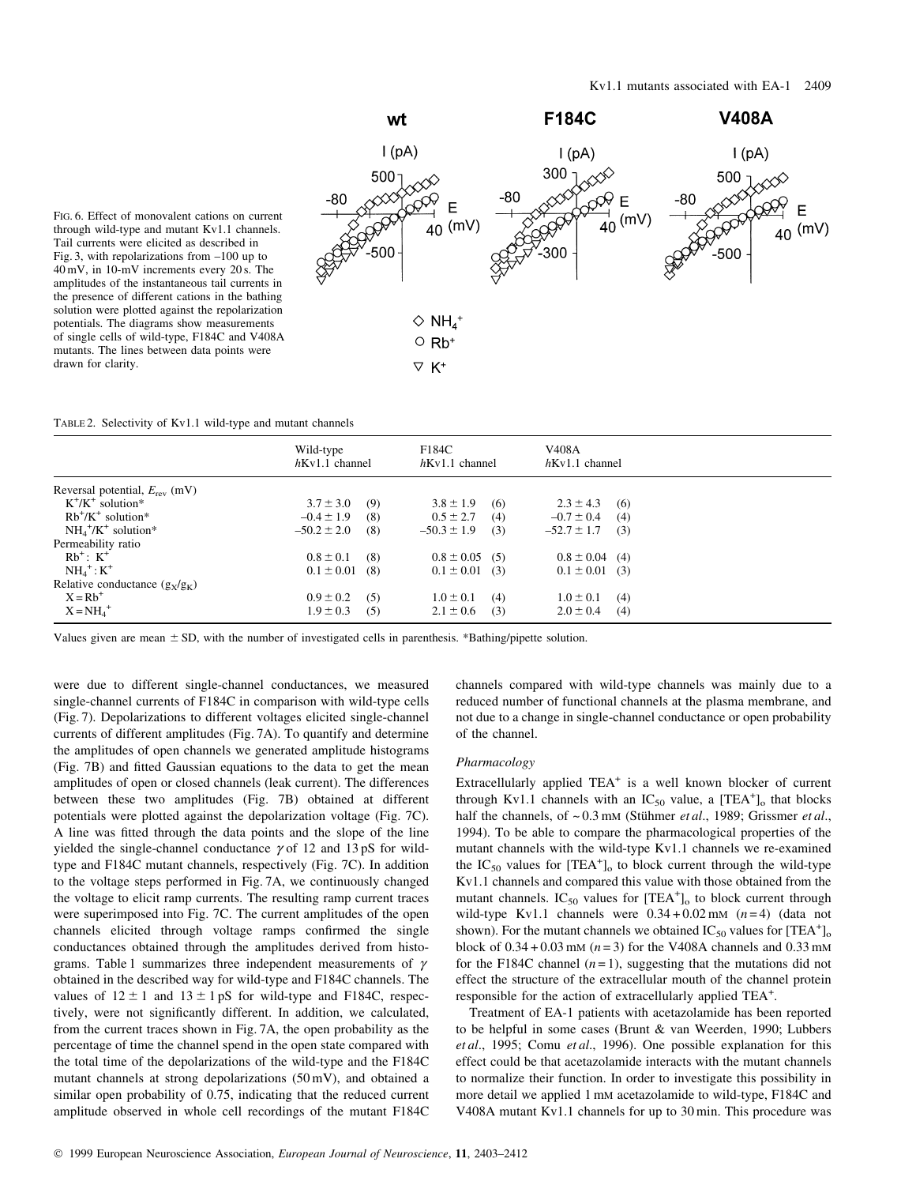FIG. 6. Effect of monovalent cations on current through wild-type and mutant Kv1.1 channels. Tail currents were elicited as described in Fig. 3, with repolarizations from –100 up to 40 mV, in 10-mV increments every 20 s. The amplitudes of the instantaneous tail currents in the presence of different cations in the bathing solution were plotted against the repolarization potentials. The diagrams show measurements of single cells of wild-type, F184C and V408A mutants. The lines between data points were drawn for clarity.

TABLE 2. Selectivity of Kv1.1 wild-type and mutant channels

| | Wild-type *h*Kv1.1 channel | F184C *h*Kv1.1 channel | V408A *h*Kv1.1 channel |
|---|---|---|---|
| Reversal potential, $E_{rev}$ (mV) | | | |
| $K^+/K^+$ solution* | 3.7 ± 3.0 (9) | 3.8 ± 1.9 (6) | 2.3 ± 4.3 (6) |
| $Rb^+/K^+$ solution* | –0.4 ± 1.9 (8) | 0.5 ± 2.7 (4) | –0.7 ± 0.4 (4) |
| $NH_4^+/K^+$ solution* | –50.2 ± 2.0 (8) | –50.3 ± 1.9 (3) | –52.7 ± 1.7 (3) |
| Permeability ratio | | | |
| $Rb^+ : K^+$ | 0.8 ± 0.1 (8) | 0.8 ± 0.05 (5) | 0.8 ± 0.04 (4) |
| $NH_4^+ : K^+$ | 0.1 ± 0.01 (8) | 0.1 ± 0.01 (3) | 0.1 ± 0.01 (3) |
| Relative conductance ($g_X/g_K$) | | | |
| $X = Rb^+$ | 0.9 ± 0.2 (5) | 1.0 ± 0.1 (4) | 1.0 ± 0.1 (4) |
| $X = NH_4^+$ | 1.9 ± 0.3 (5) | 2.1 ± 0.6 (3) | 2.0 ± 0.4 (4) |

Values given are mean ± SD, with the number of investigated cells in parenthesis. *Bathing/pipette solution.

were due to different single-channel conductances, we measured single-channel currents of F184C in comparison with wild-type cells (Fig. 7). Depolarizations to different voltages elicited single-channel currents of different amplitudes (Fig. 7A). To quantify and determine the amplitudes of open channels we generated amplitude histograms (Fig. 7B) and fitted Gaussian equations to the data to get the mean amplitudes of open or closed channels (leak current). The differences between these two amplitudes (Fig. 7B) obtained at different potentials were plotted against the depolarization voltage (Fig. 7C). A line was fitted through the data points and the slope of the line yielded the single-channel conductance $\gamma$ of 12 and 13 pS for wild-type and F184C mutant channels, respectively (Fig. 7C). In addition to the voltage steps performed in Fig. 7A, we continuously changed the voltage to elicit ramp currents. The resulting ramp current traces were superimposed into Fig. 7C. The current amplitudes of the open channels elicited through voltage ramps confirmed the single conductances obtained through the amplitudes derived from histograms. Table 1 summarizes three independent measurements of $\gamma$ obtained in the described way for wild-type and F184C channels. The values of 12 ± 1 and 13 ± 1 pS for wild-type and F184C, respectively, were not significantly different. In addition, we calculated, from the current traces shown in Fig. 7A, the open probability as the percentage of time the channel spend in the open state compared with the total time of the depolarizations of the wild-type and the F184C mutant channels at strong depolarizations (50 mV), and obtained a similar open probability of 0.75, indicating that the reduced current amplitude observed in whole cell recordings of the mutant F184C channels compared with wild-type channels was mainly due to a reduced number of functional channels at the plasma membrane, and not due to a change in single-channel conductance or open probability of the channel.

### Pharmacology

Extracellularly applied $TEA^+$ is a well known blocker of current through Kv1.1 channels with an $IC_{50}$ value, a $[TEA^+]_o$ that blocks half the channels, of ~0.3 mM (Stühmer *et al*., 1989; Grissmer *et al*., 1994). To be able to compare the pharmacological properties of the mutant channels with the wild-type Kv1.1 channels we re-examined the $IC_{50}$ values for $[TEA^+]_o$ to block current through the wild-type Kv1.1 channels and compared this value with those obtained from the mutant channels. $IC_{50}$ values for $[TEA^+]_o$ to block current through wild-type Kv1.1 channels were 0.34 + 0.02 mM ($n = 4$) (data not shown). For the mutant channels we obtained $IC_{50}$ values for $[TEA^+]_o$ block of 0.34 + 0.03 mM ($n = 3$) for the V408A channels and 0.33 mM for the F184C channel ($n = 1$), suggesting that the mutations did not effect the structure of the extracellular mouth of the channel protein responsible for the action of extracellularly applied $TEA^+$.

Treatment of EA-1 patients with acetazolamide has been reported to be helpful in some cases (Brunt & van Weerden, 1990; Lubbers *et al*., 1995; Comu *et al*., 1996). One possible explanation for this effect could be that acetazolamide interacts with the mutant channels to normalize their function. In order to investigate this possibility in more detail we applied 1 mM acetazolamide to wild-type, F184C and V408A mutant Kv1.1 channels for up to 30 min. This procedure was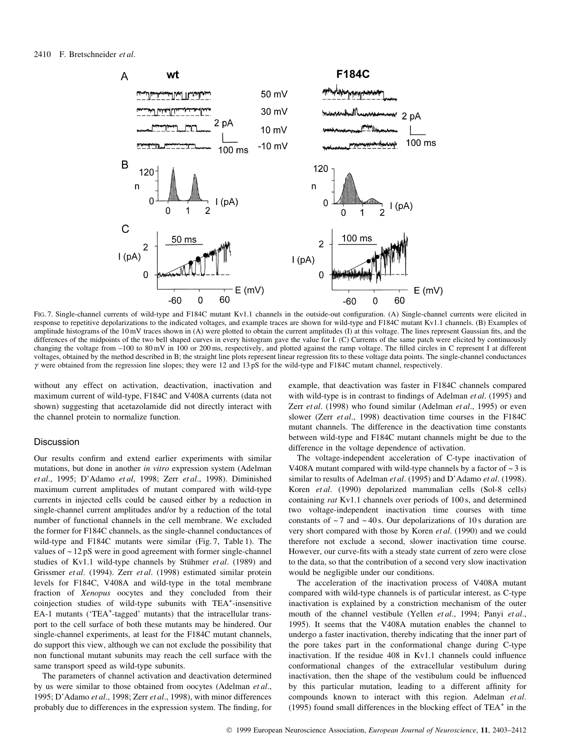FIG. 7. Single-channel currents of wild-type and F184C mutant Kv1.1 channels in the outside-out configuration. (A) Single-channel currents were elicited in response to repetitive depolarizations to the indicated voltages, and example traces are shown for wild-type and F184C mutant Kv1.1 channels. (B) Examples of amplitude histograms of the 10 mV traces shown in (A) were plotted to obtain the current amplitudes (I) at this voltage. The lines represent Gaussian fits, and the differences of the midpoints of the two bell shaped curves in every histogram gave the value for I. (C) Currents of the same patch were elicited by continuously changing the voltage from –100 to 80 mV in 100 or 200 ms, respectively, and plotted against the ramp voltage. The filled circles in C represent I at different voltages, obtained by the method described in B; the straight line plots represent linear regression fits to these voltage data points. The single-channel conductances $\gamma$ were obtained from the regression line slopes; they were 12 and 13 pS for the wild-type and F184C mutant channel, respectively.

without any effect on activation, deactivation, inactivation and maximum current of wild-type, F184C and V408A currents (data not shown) suggesting that acetazolamide did not directly interact with the channel protein to normalize function.

## Discussion

Our results confirm and extend earlier experiments with similar mutations, but done in another *in vitro* expression system (Adelman *et al*., 1995; D'Adamo *et al*, 1998; Zerr *et al*., 1998). Diminished maximum current amplitudes of mutant compared with wild-type currents in injected cells could be caused either by a reduction in single-channel current amplitudes and/or by a reduction of the total number of functional channels in the cell membrane. We excluded the former for F184C channels, as the single-channel conductances of wild-type and F184C mutants were similar (Fig. 7, Table 1). The values of ~ 12 pS were in good agreement with former single-channel studies of Kv1.1 wild-type channels by Stühmer *et al*. (1989) and Grissmer *et al*. (1994). Zerr *et al*. (1998) estimated similar protein levels for F184C, V408A and wild-type in the total membrane fraction of *Xenopus* oocytes and they concluded from their coinjection studies of wild-type subunits with $TEA^+$-insensitive EA-1 mutants ('$TEA^+$-tagged' mutants) that the intracellular transport to the cell surface of both these mutants may be hindered. Our single-channel experiments, at least for the F184C mutant channels, do support this view, although we can not exclude the possibility that non functional mutant subunits may reach the cell surface with the same transport speed as wild-type subunits.

The parameters of channel activation and deactivation determined by us were similar to those obtained from oocytes (Adelman *et al*., 1995; D'Adamo *et al*., 1998; Zerr *et al*., 1998), with minor differences probably due to differences in the expression system. The finding, for example, that deactivation was faster in F184C channels compared with wild-type is in contrast to findings of Adelman *et al*. (1995) and Zerr *et al*. (1998) who found similar (Adelman *et al*., 1995) or even slower (Zerr *et al*., 1998) deactivation time courses in the F184C mutant channels. The difference in the deactivation time constants between wild-type and F184C mutant channels might be due to the difference in the voltage dependence of activation.

The voltage-independent acceleration of C-type inactivation of V408A mutant compared with wild-type channels by a factor of ~ 3 is similar to results of Adelman *et al*. (1995) and D'Adamo *et al*. (1998). Koren *et al*. (1990) depolarized mammalian cells (Sol-8 cells) containing *rat* Kv1.1 channels over periods of 100 s, and determined two voltage-independent inactivation time courses with time constants of ~ 7 and ~ 40 s. Our depolarizations of 10 s duration are very short compared with those by Koren *et al*. (1990) and we could therefore not exclude a second, slower inactivation time course. However, our curve-fits with a steady state current of zero were close to the data, so that the contribution of a second very slow inactivation would be negligible under our conditions.

The acceleration of the inactivation process of V408A mutant compared with wild-type channels is of particular interest, as C-type inactivation is explained by a constriction mechanism of the outer mouth of the channel vestibule (Yellen *et al*., 1994; Panyi *et al*., 1995). It seems that the V408A mutation enables the channel to undergo a faster inactivation, thereby indicating that the inner part of the pore takes part in the conformational change during C-type inactivation. If the residue 408 in Kv1.1 channels could influence conformational changes of the extracellular vestibulum during inactivation, then the shape of the vestibulum could be influenced by this particular mutation, leading to a different affinity for compounds known to interact with this region. Adelman *et al*. (1995) found small differences in the blocking effect of $TEA^+$ in the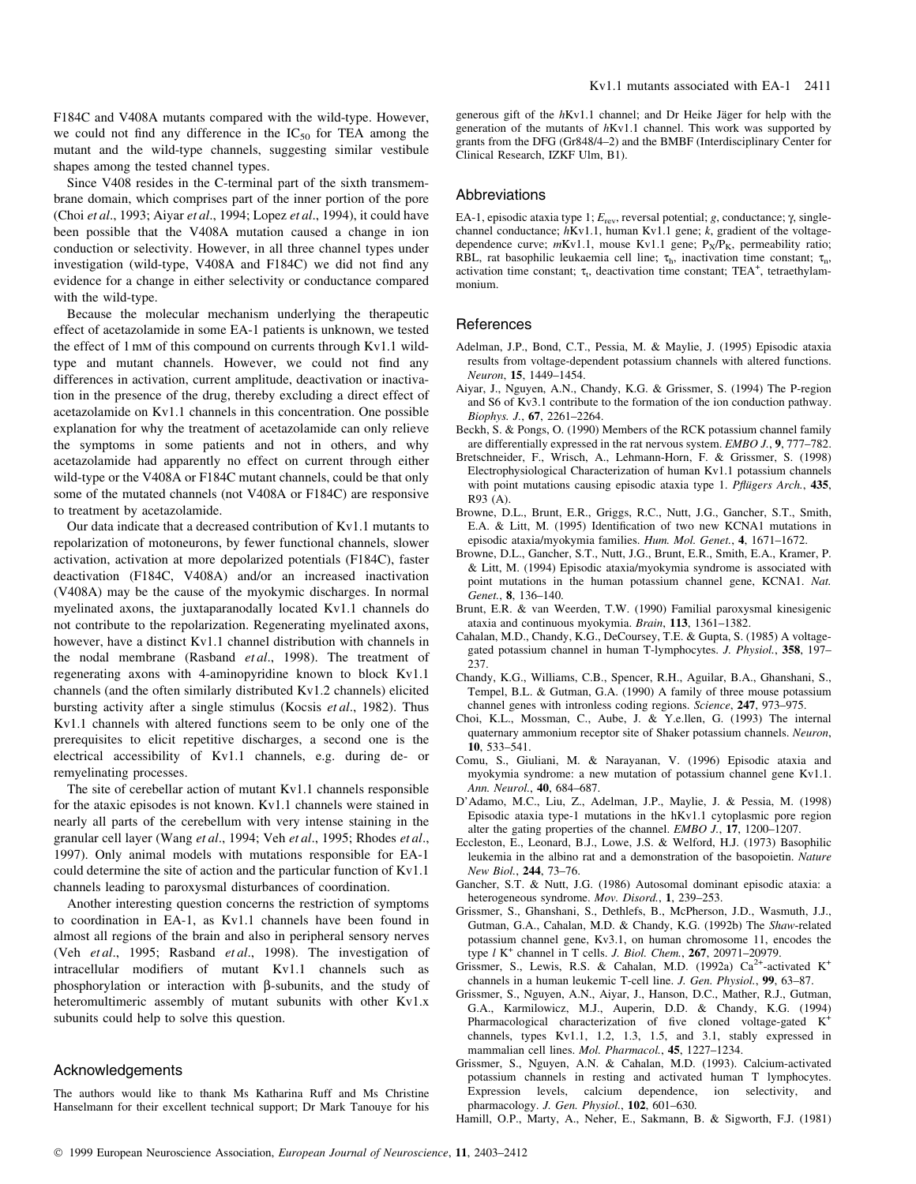F184C and V408A mutants compared with the wild-type. However, we could not find any difference in the $IC_{50}$ for TEA among the mutant and the wild-type channels, suggesting similar vestibule shapes among the tested channel types.

Since V408 resides in the C-terminal part of the sixth transmembrane domain, which comprises part of the inner portion of the pore (Choi *et al*., 1993; Aiyar *et al*., 1994; Lopez *et al*., 1994), it could have been possible that the V408A mutation caused a change in ion conduction or selectivity. However, in all three channel types under investigation (wild-type, V408A and F184C) we did not find any evidence for a change in either selectivity or conductance compared with the wild-type.

Because the molecular mechanism underlying the therapeutic effect of acetazolamide in some EA-1 patients is unknown, we tested the effect of 1 mM of this compound on currents through Kv1.1 wild-type and mutant channels. However, we could not find any differences in activation, current amplitude, deactivation or inactivation in the presence of the drug, thereby excluding a direct effect of acetazolamide on Kv1.1 channels in this concentration. One possible explanation for why the treatment of acetazolamide can only relieve the symptoms in some patients and not in others, and why acetazolamide had apparently no effect on current through either wild-type or the V408A or F184C mutant channels, could be that only some of the mutated channels (not V408A or F184C) are responsive to treatment by acetazolamide.

Our data indicate that a decreased contribution of Kv1.1 mutants to repolarization of motoneurons, by fewer functional channels, slower activation, activation at more depolarized potentials (F184C), faster deactivation (F184C, V408A) and/or an increased inactivation (V408A) may be the cause of the myokymic discharges. In normal myelinated axons, the juxtaparanodally located Kv1.1 channels do not contribute to the repolarization. Regenerating myelinated axons, however, have a distinct Kv1.1 channel distribution with channels in the nodal membrane (Rasband *et al*., 1998). The treatment of regenerating axons with 4-aminopyridine known to block Kv1.1 channels (and the often similarly distributed Kv1.2 channels) elicited bursting activity after a single stimulus (Kocsis *et al*., 1982). Thus Kv1.1 channels with altered functions seem to be only one of the prerequisites to elicit repetitive discharges, a second one is the electrical accessibility of Kv1.1 channels, e.g. during de- or remyelinating processes.

The site of cerebellar action of mutant Kv1.1 channels responsible for the ataxic episodes is not known. Kv1.1 channels were stained in nearly all parts of the cerebellum with very intense staining in the granular cell layer (Wang *et al*., 1994; Veh *et al*., 1995; Rhodes *et al*., 1997). Only animal models with mutations responsible for EA-1 could determine the site of action and the particular function of Kv1.1 channels leading to paroxysmal disturbances of coordination.

Another interesting question concerns the restriction of symptoms to coordination in EA-1, as Kv1.1 channels have been found in almost all regions of the brain and also in peripheral sensory nerves (Veh *et al*., 1995; Rasband *et al*., 1998). The investigation of intracellular modifiers of mutant Kv1.1 channels such as phosphorylation or interaction with β-subunits, and the study of heteromultimeric assembly of mutant subunits with other Kv1.x subunits could help to solve this question.

## Acknowledgements

The authors would like to thank Ms Katharina Ruff and Ms Christine Hanselmann for their excellent technical support; Dr Mark Tanouye for his generous gift of the *h*Kv1.1 channel; and Dr Heike Jäger for help with the generation of the mutants of *h*Kv1.1 channel. This work was supported by grants from the DFG (Gr848/4–2) and the BMBF (Interdisciplinary Center for Clinical Research, IZKF Ulm, B1).

## Abbreviations

EA-1, episodic ataxia type 1; $E_{rev}$, reversal potential; *g*, conductance; γ, single-channel conductance; *h*Kv1.1, human Kv1.1 gene; *k*, gradient of the voltage-dependence curve; *m*Kv1.1, mouse Kv1.1 gene; $P_X/P_K$, permeability ratio; RBL, rat basophilic leukaemia cell line; $\tau_h$, inactivation time constant; $\tau_n$, activation time constant; $\tau_t$, deactivation time constant; $TEA^+$, tetraethylammonium.

## References

Adelman, J.P., Bond, C.T., Pessia, M. & Maylie, J. (1995) Episodic ataxia results from voltage-dependent potassium channels with altered functions. *Neuron*, **15**, 1449–1454.

Aiyar, J., Nguyen, A.N., Chandy, K.G. & Grissmer, S. (1994) The P-region and S6 of Kv3.1 contribute to the formation of the ion conduction pathway. *Biophys. J.*, **67**, 2261–2264.

Beckh, S. & Pongs, O. (1990) Members of the RCK potassium channel family are differentially expressed in the rat nervous system. *EMBO J.*, **9**, 777–782.

Bretschneider, F., Wrisch, A., Lehmann-Horn, F. & Grissmer, S. (1998) Electrophysiological Characterization of human Kv1.1 potassium channels with point mutations causing episodic ataxia type 1. *Pflügers Arch.*, **435**, R93 (A).

Browne, D.L., Brunt, E.R., Griggs, R.C., Nutt, J.G., Gancher, S.T., Smith, E.A. & Litt, M. (1995) Identification of two new KCNA1 mutations in episodic ataxia/myokymia families. *Hum. Mol. Genet.*, **4**, 1671–1672.

Browne, D.L., Gancher, S.T., Nutt, J.G., Brunt, E.R., Smith, E.A., Kramer, P. & Litt, M. (1994) Episodic ataxia/myokymia syndrome is associated with point mutations in the human potassium channel gene, KCNA1. *Nat. Genet.*, **8**, 136–140.

Brunt, E.R. & van Weerden, T.W. (1990) Familial paroxysmal kinesigenic ataxia and continuous myokymia. *Brain*, **113**, 1361–1382.

Cahalan, M.D., Chandy, K.G., DeCoursey, T.E. & Gupta, S. (1985) A voltage-gated potassium channel in human T-lymphocytes. *J. Physiol.*, **358**, 197–237.

Chandy, K.G., Williams, C.B., Spencer, R.H., Aguilar, B.A., Ghanshani, S., Tempel, B.L. & Gutman, G.A. (1990) A family of three mouse potassium channel genes with intronless coding regions. *Science*, **247**, 973–975.

Choi, K.L., Mossman, C., Aube, J. & Y.e.llen, G. (1993) The internal quaternary ammonium receptor site of Shaker potassium channels. *Neuron*, **10**, 533–541.

Comu, S., Giuliani, M. & Narayanan, V. (1996) Episodic ataxia and myokymia syndrome: a new mutation of potassium channel gene Kv1.1. *Ann. Neurol.*, **40**, 684–687.

D'Adamo, M.C., Liu, Z., Adelman, J.P., Maylie, J. & Pessia, M. (1998) Episodic ataxia type-1 mutations in the hKv1.1 cytoplasmic pore region alter the gating properties of the channel. *EMBO J.*, **17**, 1200–1207.

Eccleston, E., Leonard, B.J., Lowe, J.S. & Welford, H.J. (1973) Basophilic leukemia in the albino rat and a demonstration of the basopoietin. *Nature New Biol.*, **244**, 73–76.

Gancher, S.T. & Nutt, J.G. (1986) Autosomal dominant episodic ataxia: a heterogeneous syndrome. *Mov. Disord.*, **1**, 239–253.

Grissmer, S., Ghanshani, S., Dethlefs, B., McPherson, J.D., Wasmuth, J.J., Gutman, G.A., Cahalan, M.D. & Chandy, K.G. (1992b) The *Shaw*-related potassium channel gene, Kv3.1, on human chromosome 11, encodes the type *l* $K^+$ channel in T cells. *J. Biol. Chem.*, **267**, 20971–20979.

Grissmer, S., Lewis, R.S. & Cahalan, M.D. (1992a) $Ca^{2+}$-activated $K^+$ channels in a human leukemic T-cell line. *J. Gen. Physiol.*, **99**, 63–87.

Grissmer, S., Nguyen, A.N., Aiyar, J., Hanson, D.C., Mather, R.J., Gutman, G.A., Karmilowicz, M.J., Auperin, D.D. & Chandy, K.G. (1994) Pharmacological characterization of five cloned voltage-gated $K^+$ channels, types Kv1.1, 1.2, 1.3, 1.5, and 3.1, stably expressed in mammalian cell lines. *Mol. Pharmacol.*, **45**, 1227–1234.

Grissmer, S., Nguyen, A.N. & Cahalan, M.D. (1993). Calcium-activated potassium channels in resting and activated human T lymphocytes. Expression levels, calcium dependence, ion selectivity, and pharmacology. *J. Gen. Physiol.*, **102**, 601–630.

Hamill, O.P., Marty, A., Neher, E., Sakmann, B. & Sigworth, F.J. (1981)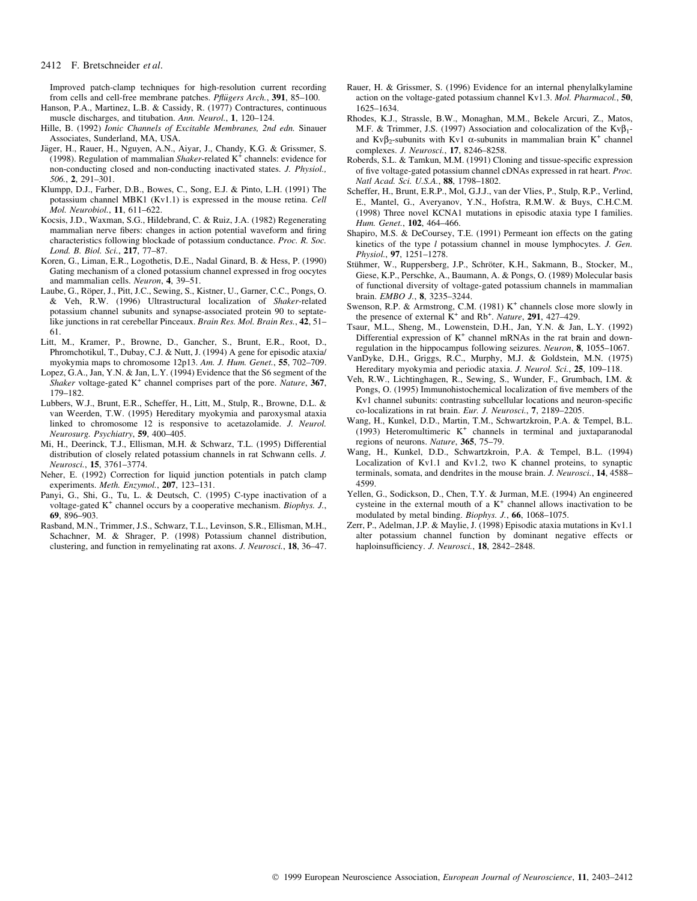Improved patch-clamp techniques for high-resolution current recording from cells and cell-free membrane patches. *Pflügers Arch.*, **391**, 85–100.

Hanson, P.A., Martinez, L.B. & Cassidy, R. (1977) Contractures, continuous muscle discharges, and titubation. *Ann. Neurol.*, **1**, 120–124.

Hille, B. (1992) *Ionic Channels of Excitable Membranes, 2nd edn.* Sinauer Associates, Sunderland, MA, USA.

Jäger, H., Rauer, H., Nguyen, A.N., Aiyar, J., Chandy, K.G. & Grissmer, S. (1998). Regulation of mammalian *Shaker*-related $K^+$ channels: evidence for non-conducting closed and non-conducting inactivated states. *J. Physiol., 506.*, **2**, 291–301.

Klumpp, D.J., Farber, D.B., Bowes, C., Song, E.J. & Pinto, L.H. (1991) The potassium channel MBK1 (Kv1.1) is expressed in the mouse retina. *Cell Mol. Neurobiol.*, **11**, 611–622.

Kocsis, J.D., Waxman, S.G., Hildebrand, C. & Ruiz, J.A. (1982) Regenerating mammalian nerve fibers: changes in action potential waveform and firing characteristics following blockade of potassium conductance. *Proc. R. Soc. Lond. B. Biol. Sci.*, **217**, 77–87.

Koren, G., Liman, E.R., Logothetis, D.E., Nadal Ginard, B. & Hess, P. (1990) Gating mechanism of a cloned potassium channel expressed in frog oocytes and mammalian cells. *Neuron*, **4**, 39–51.

Laube, G., Röper, J., Pitt, J.C., Sewing, S., Kistner, U., Garner, C.C., Pongs, O. & Veh, R.W. (1996) Ultrastructural localization of *Shaker*-related potassium channel subunits and synapse-associated protein 90 to septate-like junctions in rat cerebellar Pinceaux. *Brain Res. Mol. Brain Res.*, **42**, 51–61.

Litt, M., Kramer, P., Browne, D., Gancher, S., Brunt, E.R., Root, D., Phromchotikul, T., Dubay, C.J. & Nutt, J. (1994) A gene for episodic ataxia/myokymia maps to chromosome 12p13. *Am. J. Hum. Genet.*, **55**, 702–709.

Lopez, G.A., Jan, Y.N. & Jan, L.Y. (1994) Evidence that the S6 segment of the *Shaker* voltage-gated $K^+$ channel comprises part of the pore. *Nature*, **367**, 179–182.

Lubbers, W.J., Brunt, E.R., Scheffer, H., Litt, M., Stulp, R., Browne, D.L. & van Weerden, T.W. (1995) Hereditary myokymia and paroxysmal ataxia linked to chromosome 12 is responsive to acetazolamide. *J. Neurol. Neurosurg. Psychiatry*, **59**, 400–405.

Mi, H., Deerinck, T.J., Ellisman, M.H. & Schwarz, T.L. (1995) Differential distribution of closely related potassium channels in rat Schwann cells. *J. Neurosci.*, **15**, 3761–3774.

Neher, E. (1992) Correction for liquid junction potentials in patch clamp experiments. *Meth. Enzymol.*, **207**, 123–131.

Panyi, G., Shi, G., Tu, L. & Deutsch, C. (1995) C-type inactivation of a voltage-gated $K^+$ channel occurs by a cooperative mechanism. *Biophys. J.*, **69**, 896–903.

Rasband, M.N., Trimmer, J.S., Schwarz, T.L., Levinson, S.R., Ellisman, M.H., Schachner, M. & Shrager, P. (1998) Potassium channel distribution, clustering, and function in remyelinating rat axons. *J. Neurosci.*, **18**, 36–47.

Rauer, H. & Grissmer, S. (1996) Evidence for an internal phenylalkylamine action on the voltage-gated potassium channel Kv1.3. *Mol. Pharmacol.*, **50**, 1625–1634.

Rhodes, K.J., Strassle, B.W., Monaghan, M.M., Bekele Arcuri, Z., Matos, M.F. & Trimmer, J.S. (1997) Association and colocalization of the $Kv\beta_1$- and $Kv\beta_2$-subunits with Kv1 α-subunits in mammalian brain $K^+$ channel complexes. *J. Neurosci.*, **17**, 8246–8258.

Roberds, S.L. & Tamkun, M.M. (1991) Cloning and tissue-specific expression of five voltage-gated potassium channel cDNAs expressed in rat heart. *Proc. Natl Acad. Sci. U.S.A.*, **88**, 1798–1802.

Scheffer, H., Brunt, E.R.P., Mol, G.J.J., van der Vlies, P., Stulp, R.P., Verlind, E., Mantel, G., Averyanov, Y.N., Hofstra, R.M.W. & Buys, C.H.C.M. (1998) Three novel KCNA1 mutations in episodic ataxia type I families. *Hum. Genet.*, **102**, 464–466.

Shapiro, M.S. & DeCoursey, T.E. (1991) Permeant ion effects on the gating kinetics of the type *l* potassium channel in mouse lymphocytes. *J. Gen. Physiol.*, **97**, 1251–1278.

Stühmer, W., Ruppersberg, J.P., Schröter, K.H., Sakmann, B., Stocker, M., Giese, K.P., Perschke, A., Baumann, A. & Pongs, O. (1989) Molecular basis of functional diversity of voltage-gated potassium channels in mammalian brain. *EMBO J.*, **8**, 3235–3244.

Swenson, R.P. & Armstrong, C.M. (1981) $K^+$ channels close more slowly in the presence of external $K^+$ and $Rb^+$. *Nature*, **291**, 427–429.

Tsaur, M.L., Sheng, M., Lowenstein, D.H., Jan, Y.N. & Jan, L.Y. (1992) Differential expression of $K^+$ channel mRNAs in the rat brain and down-regulation in the hippocampus following seizures. *Neuron*, **8**, 1055–1067.

VanDyke, D.H., Griggs, R.C., Murphy, M.J. & Goldstein, M.N. (1975) Hereditary myokymia and periodic ataxia. *J. Neurol. Sci.*, **25**, 109–118.

Veh, R.W., Lichtinghagen, R., Sewing, S., Wunder, F., Grumbach, I.M. & Pongs, O. (1995) Immunohistochemical localization of five members of the Kv1 channel subunits: contrasting subcellular locations and neuron-specific co-localizations in rat brain. *Eur. J. Neurosci.*, **7**, 2189–2205.

Wang, H., Kunkel, D.D., Martin, T.M., Schwartzkroin, P.A. & Tempel, B.L. (1993) Heteromultimeric $K^+$ channels in terminal and juxtaparanodal regions of neurons. *Nature*, **365**, 75–79.

Wang, H., Kunkel, D.D., Schwartzkroin, P.A. & Tempel, B.L. (1994) Localization of Kv1.1 and Kv1.2, two K channel proteins, to synaptic terminals, somata, and dendrites in the mouse brain. *J. Neurosci.*, **14**, 4588–4599.

Yellen, G., Sodickson, D., Chen, T.Y. & Jurman, M.E. (1994) An engineered cysteine in the external mouth of a $K^+$ channel allows inactivation to be modulated by metal binding. *Biophys. J.*, **66**, 1068–1075.

Zerr, P., Adelman, J.P. & Maylie, J. (1998) Episodic ataxia mutations in Kv1.1 alter potassium channel function by dominant negative effects or haploinsufficiency. *J. Neurosci.*, **18**, 2842–2848.